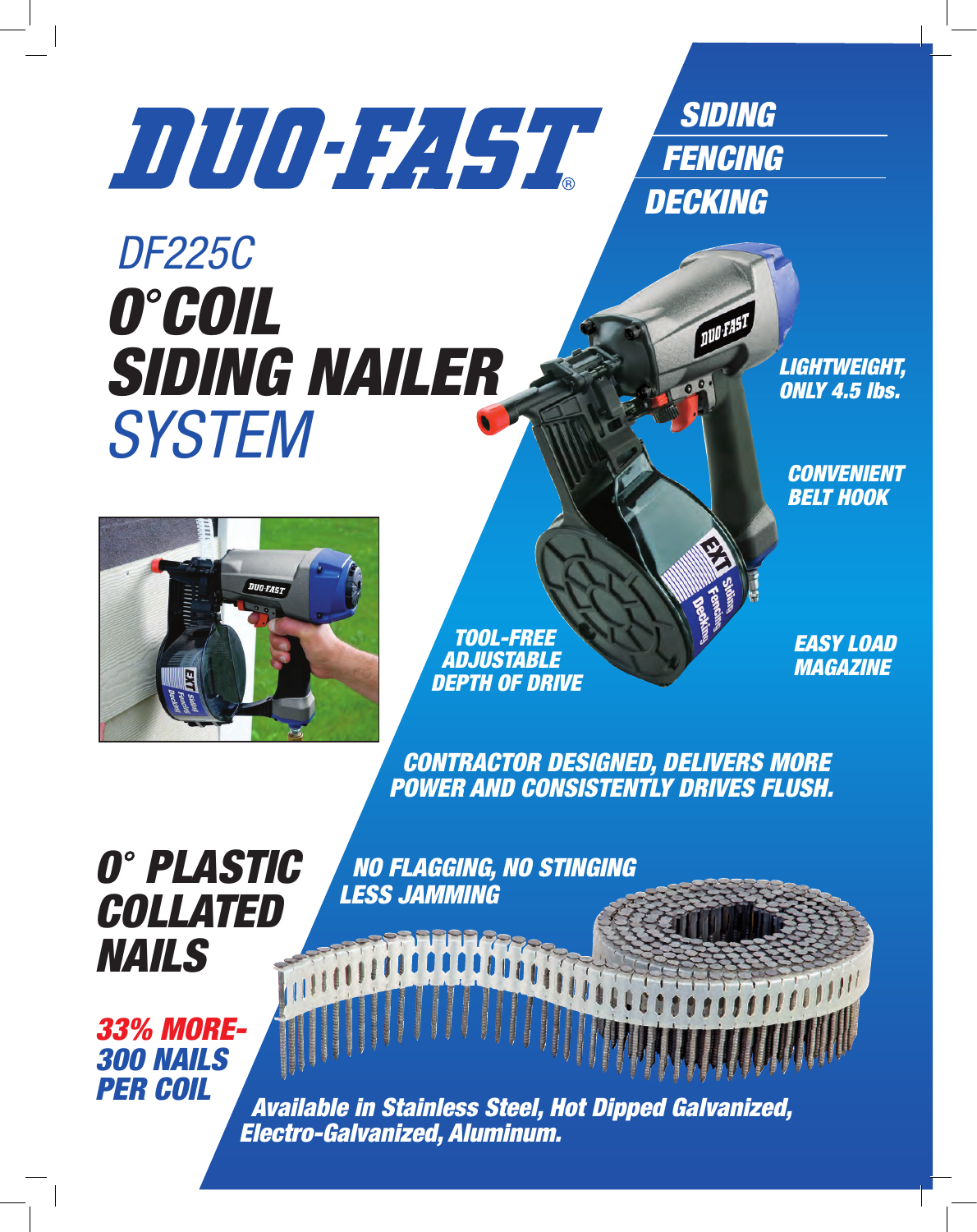# DUO-FAST®

**SIDING**
**FENCING**
**DECKING**

## DF225C
# *0° COIL SIDING NAILER SYSTEM*

***LIGHTWEIGHT, ONLY 4.5 lbs.***

***CONVENIENT BELT HOOK***

***TOOL-FREE ADJUSTABLE DEPTH OF DRIVE***

***EASY LOAD MAGAZINE***

***CONTRACTOR DESIGNED, DELIVERS MORE POWER AND CONSISTENTLY DRIVES FLUSH.***

## *0° PLASTIC COLLATED NAILS*

***NO FLAGGING, NO STINGING LESS JAMMING***

***33% MORE- 300 NAILS PER COIL***

***Available in Stainless Steel, Hot Dipped Galvanized, Electro-Galvanized, Aluminum.***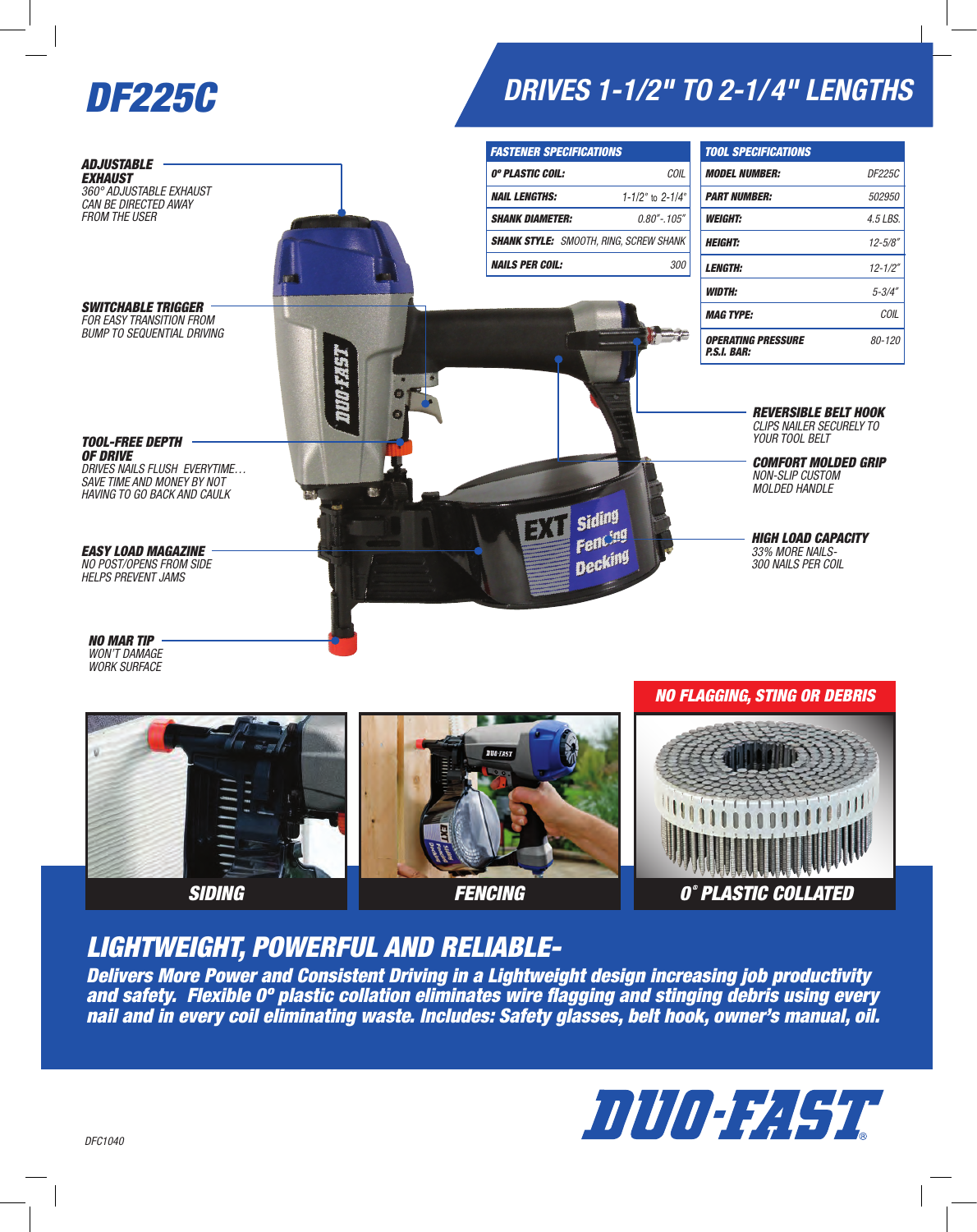# DF225C

## DRIVES 1-1/2" TO 2-1/4" LENGTHS

| FASTENER SPECIFICATIONS | |
|---|---|
| 0º PLASTIC COIL: | COIL |
| NAIL LENGTHS: | 1-1/2" to 2-1/4" |
| SHANK DIAMETER: | 0.80"-.105" |
| SHANK STYLE: | SMOOTH, RING, SCREW SHANK |
| NAILS PER COIL: | 300 |

| TOOL SPECIFICATIONS | |
|---|---|
| MODEL NUMBER: | DF225C |
| PART NUMBER: | 502950 |
| WEIGHT: | 4.5 LBS. |
| HEIGHT: | 12-5/8" |
| LENGTH: | 12-1/2" |
| WIDTH: | 5-3/4" |
| MAG TYPE: | COIL |
| OPERATING PRESSURE P.S.I. BAR: | 80-120 |

**ADJUSTABLE EXHAUST**
360° ADJUSTABLE EXHAUST CAN BE DIRECTED AWAY FROM THE USER

**SWITCHABLE TRIGGER**
FOR EASY TRANSITION FROM BUMP TO SEQUENTIAL DRIVING

**TOOL-FREE DEPTH OF DRIVE**
DRIVES NAILS FLUSH EVERYTIME… SAVE TIME AND MONEY BY NOT HAVING TO GO BACK AND CAULK

**EASY LOAD MAGAZINE**
NO POST/OPENS FROM SIDE HELPS PREVENT JAMS

**NO MAR TIP**
WON'T DAMAGE WORK SURFACE

**REVERSIBLE BELT HOOK**
CLIPS NAILER SECURELY TO YOUR TOOL BELT

**COMFORT MOLDED GRIP**
NON-SLIP CUSTOM MOLDED HANDLE

**HIGH LOAD CAPACITY**
33% MORE NAILS- 300 NAILS PER COIL

**NO FLAGGING, STING OR DEBRIS**

SIDING

FENCING

0° PLASTIC COLLATED

## LIGHTWEIGHT, POWERFUL AND RELIABLE-

**Delivers More Power and Consistent Driving in a Lightweight design increasing job productivity and safety. Flexible 0º plastic collation eliminates wire flagging and stinging debris using every nail and in every coil eliminating waste. Includes: Safety glasses, belt hook, owner's manual, oil.**

DUO-FAST®

DFC1040